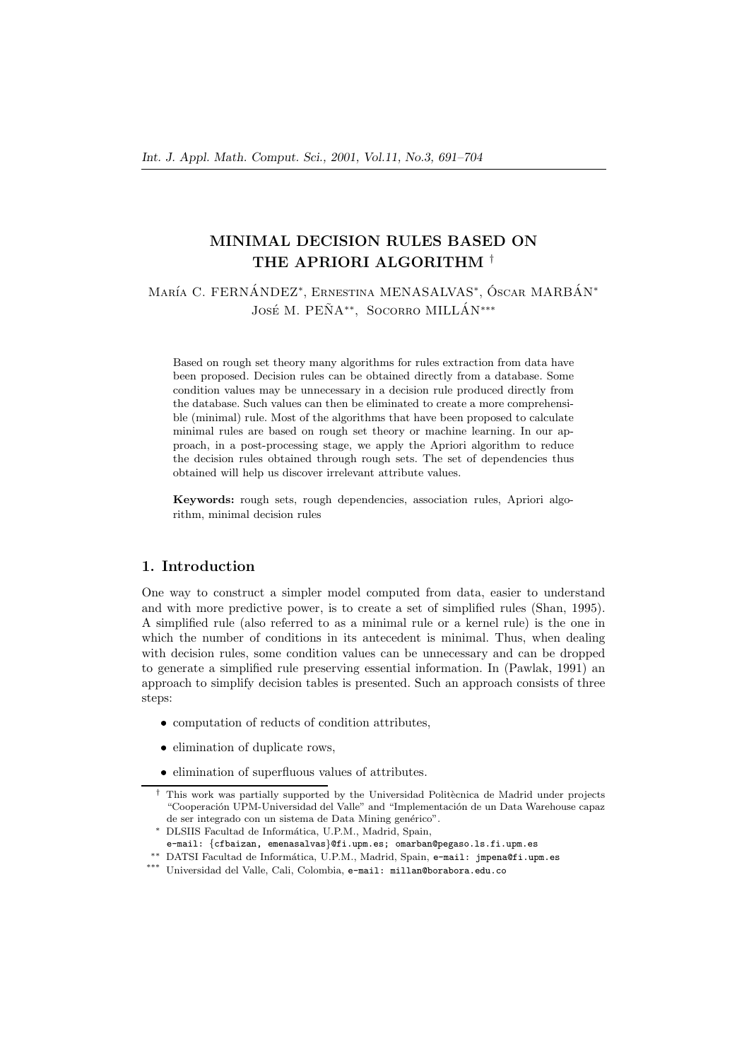# MINIMAL DECISION RULES BASED ON THE APRIORI ALGORITHM [†]

María C. FERNÁNDEZ[*], Ernestina MENASALVAS[*], Óscar MARBÁN[*]
José M. PEÑA[**], Socorro MILLÁN[***]

Based on rough set theory many algorithms for rules extraction from data have been proposed. Decision rules can be obtained directly from a database. Some condition values may be unnecessary in a decision rule produced directly from the database. Such values can then be eliminated to create a more comprehensible (minimal) rule. Most of the algorithms that have been proposed to calculate minimal rules are based on rough set theory or machine learning. In our approach, in a post-processing stage, we apply the Apriori algorithm to reduce the decision rules obtained through rough sets. The set of dependencies thus obtained will help us discover irrelevant attribute values.

**Keywords:** rough sets, rough dependencies, association rules, Apriori algorithm, minimal decision rules

## 1. Introduction

One way to construct a simpler model computed from data, easier to understand and with more predictive power, is to create a set of simplified rules (Shan, 1995). A simplified rule (also referred to as a minimal rule or a kernel rule) is the one in which the number of conditions in its antecedent is minimal. Thus, when dealing with decision rules, some condition values can be unnecessary and can be dropped to generate a simplified rule preserving essential information. In (Pawlak, 1991) an approach to simplify decision tables is presented. Such an approach consists of three steps:

- computation of reducts of condition attributes,
- elimination of duplicate rows,
- elimination of superfluous values of attributes.

[†] This work was partially supported by the Universidad Politècnica de Madrid under projects "Cooperación UPM-Universidad del Valle" and "Implementación de un Data Warehouse capaz de ser integrado con un sistema de Data Mining genérico".

[*] DLSIIS Facultad de Informática, U.P.M., Madrid, Spain,
e-mail: {cfbaizan, emenasalvas}@fi.upm.es; omarban@pegaso.ls.fi.upm.es

[**] DATSI Facultad de Informática, U.P.M., Madrid, Spain, e-mail: jmpena@fi.upm.es

[***] Universidad del Valle, Cali, Colombia, e-mail: millan@borabora.edu.co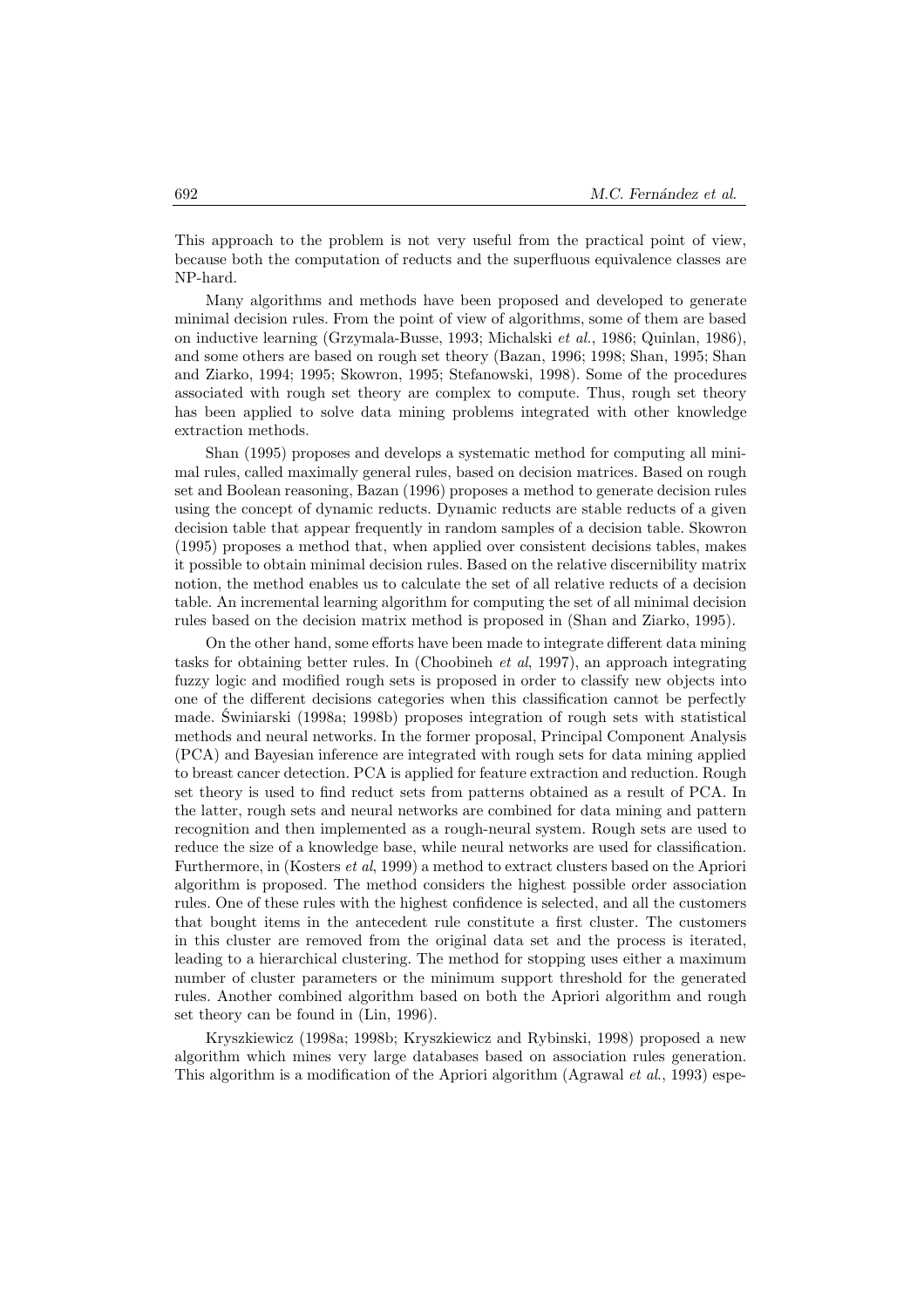This approach to the problem is not very useful from the practical point of view, because both the computation of reducts and the superfluous equivalence classes are NP-hard.

Many algorithms and methods have been proposed and developed to generate minimal decision rules. From the point of view of algorithms, some of them are based on inductive learning (Grzymala-Busse, 1993; Michalski *et al.*, 1986; Quinlan, 1986), and some others are based on rough set theory (Bazan, 1996; 1998; Shan, 1995; Shan and Ziarko, 1994; 1995; Skowron, 1995; Stefanowski, 1998). Some of the procedures associated with rough set theory are complex to compute. Thus, rough set theory has been applied to solve data mining problems integrated with other knowledge extraction methods.

Shan (1995) proposes and develops a systematic method for computing all minimal rules, called maximally general rules, based on decision matrices. Based on rough set and Boolean reasoning, Bazan (1996) proposes a method to generate decision rules using the concept of dynamic reducts. Dynamic reducts are stable reducts of a given decision table that appear frequently in random samples of a decision table. Skowron (1995) proposes a method that, when applied over consistent decisions tables, makes it possible to obtain minimal decision rules. Based on the relative discernibility matrix notion, the method enables us to calculate the set of all relative reducts of a decision table. An incremental learning algorithm for computing the set of all minimal decision rules based on the decision matrix method is proposed in (Shan and Ziarko, 1995).

On the other hand, some efforts have been made to integrate different data mining tasks for obtaining better rules. In (Choobineh *et al*, 1997), an approach integrating fuzzy logic and modified rough sets is proposed in order to classify new objects into one of the different decisions categories when this classification cannot be perfectly made. Świniarski (1998a; 1998b) proposes integration of rough sets with statistical methods and neural networks. In the former proposal, Principal Component Analysis (PCA) and Bayesian inference are integrated with rough sets for data mining applied to breast cancer detection. PCA is applied for feature extraction and reduction. Rough set theory is used to find reduct sets from patterns obtained as a result of PCA. In the latter, rough sets and neural networks are combined for data mining and pattern recognition and then implemented as a rough-neural system. Rough sets are used to reduce the size of a knowledge base, while neural networks are used for classification. Furthermore, in (Kosters *et al*, 1999) a method to extract clusters based on the Apriori algorithm is proposed. The method considers the highest possible order association rules. One of these rules with the highest confidence is selected, and all the customers that bought items in the antecedent rule constitute a first cluster. The customers in this cluster are removed from the original data set and the process is iterated, leading to a hierarchical clustering. The method for stopping uses either a maximum number of cluster parameters or the minimum support threshold for the generated rules. Another combined algorithm based on both the Apriori algorithm and rough set theory can be found in (Lin, 1996).

Kryszkiewicz (1998a; 1998b; Kryszkiewicz and Rybinski, 1998) proposed a new algorithm which mines very large databases based on association rules generation. This algorithm is a modification of the Apriori algorithm (Agrawal *et al.*, 1993) espe-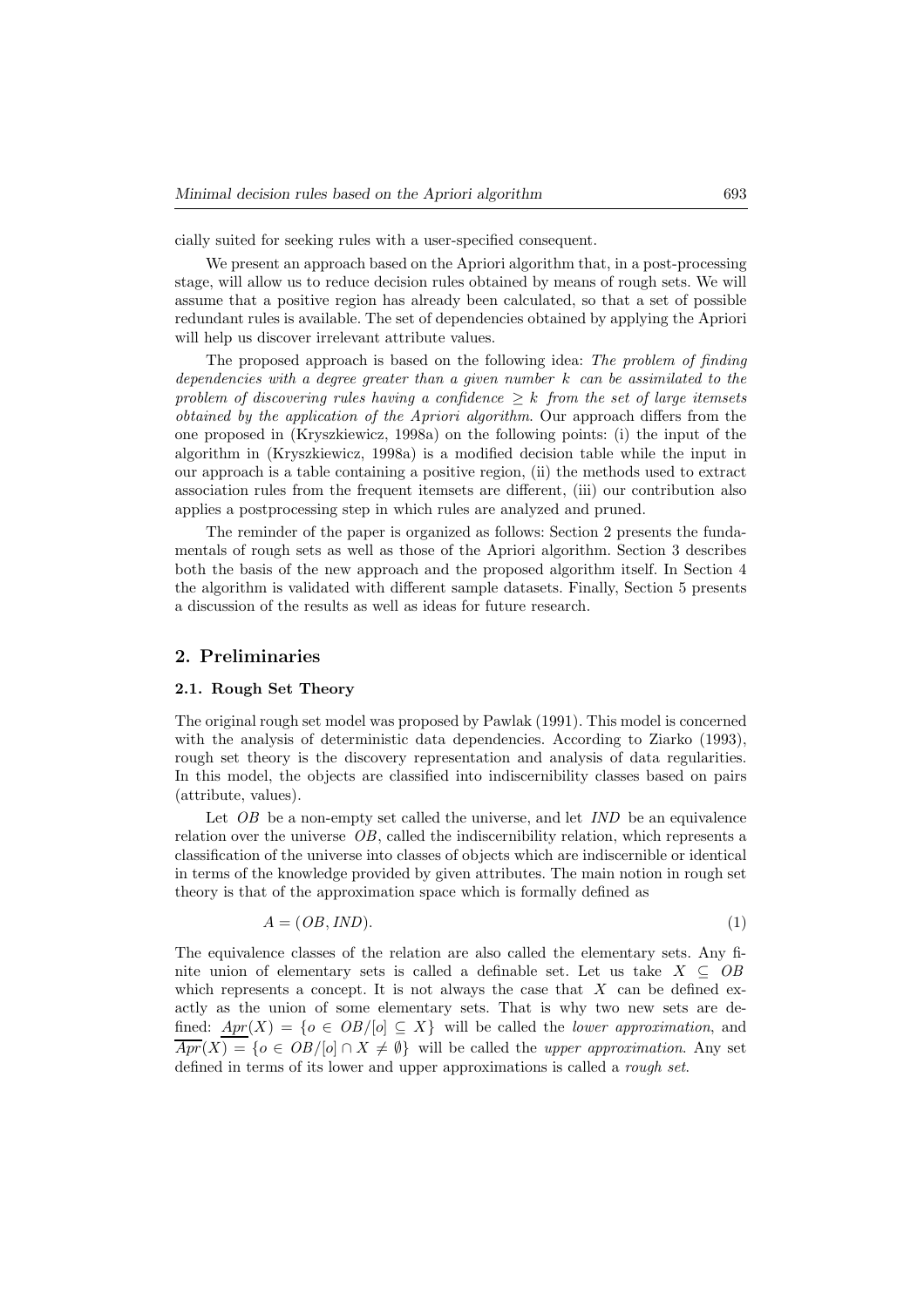cially suited for seeking rules with a user-specified consequent.

We present an approach based on the Apriori algorithm that, in a post-processing stage, will allow us to reduce decision rules obtained by means of rough sets. We will assume that a positive region has already been calculated, so that a set of possible redundant rules is available. The set of dependencies obtained by applying the Apriori will help us discover irrelevant attribute values.

The proposed approach is based on the following idea: *The problem of finding dependencies with a degree greater than a given number $k$ can be assimilated to the problem of discovering rules having a confidence $\geq k$ from the set of large itemsets obtained by the application of the Apriori algorithm*. Our approach differs from the one proposed in (Kryszkiewicz, 1998a) on the following points: (i) the input of the algorithm in (Kryszkiewicz, 1998a) is a modified decision table while the input in our approach is a table containing a positive region, (ii) the methods used to extract association rules from the frequent itemsets are different, (iii) our contribution also applies a postprocessing step in which rules are analyzed and pruned.

The reminder of the paper is organized as follows: Section 2 presents the fundamentals of rough sets as well as those of the Apriori algorithm. Section 3 describes both the basis of the new approach and the proposed algorithm itself. In Section 4 the algorithm is validated with different sample datasets. Finally, Section 5 presents a discussion of the results as well as ideas for future research.

## 2. Preliminaries

### 2.1. Rough Set Theory

The original rough set model was proposed by Pawlak (1991). This model is concerned with the analysis of deterministic data dependencies. According to Ziarko (1993), rough set theory is the discovery representation and analysis of data regularities. In this model, the objects are classified into indiscernibility classes based on pairs (attribute, values).

Let $OB$ be a non-empty set called the universe, and let $IND$ be an equivalence relation over the universe $OB$, called the indiscernibility relation, which represents a classification of the universe into classes of objects which are indiscernible or identical in terms of the knowledge provided by given attributes. The main notion in rough set theory is that of the approximation space which is formally defined as

$$A = (OB, IND). \tag{1}$$

The equivalence classes of the relation are also called the elementary sets. Any finite union of elementary sets is called a definable set. Let us take $X \subseteq OB$ which represents a concept. It is not always the case that $X$ can be defined exactly as the union of some elementary sets. That is why two new sets are defined: $\underline{Apr}(X) = \{o \in OB/[o] \subseteq X\}$ will be called the *lower approximation*, and $\overline{Apr}(X) = \{o \in OB/[o] \cap X \neq \emptyset\}$ will be called the *upper approximation*. Any set defined in terms of its lower and upper approximations is called a *rough set*.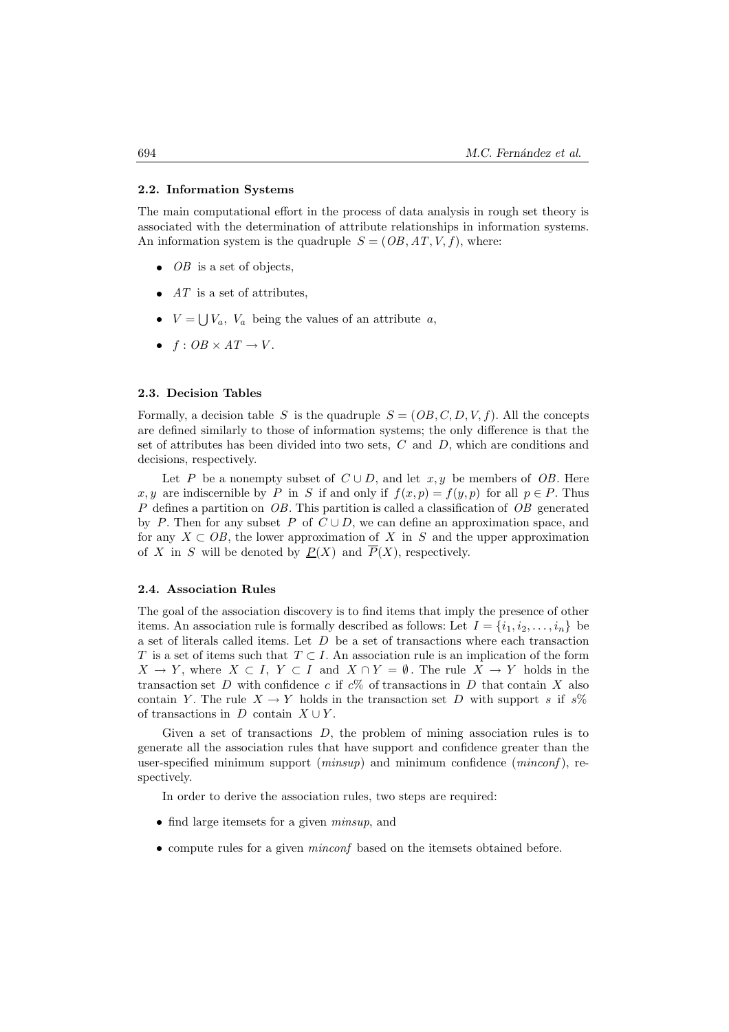### 2.2. Information Systems

The main computational effort in the process of data analysis in rough set theory is associated with the determination of attribute relationships in information systems. An information system is the quadruple $S = (OB, AT, V, f)$, where:

- $OB$ is a set of objects,
- $AT$ is a set of attributes,
- $V = \bigcup V_a$, $V_a$ being the values of an attribute $a$,
- $f : OB \times AT \to V$.

### 2.3. Decision Tables

Formally, a decision table $S$ is the quadruple $S = (OB, C, D, V, f)$. All the concepts are defined similarly to those of information systems; the only difference is that the set of attributes has been divided into two sets, $C$ and $D$, which are conditions and decisions, respectively.

Let $P$ be a nonempty subset of $C \cup D$, and let $x, y$ be members of $OB$. Here $x, y$ are indiscernible by $P$ in $S$ if and only if $f(x, p) = f(y, p)$ for all $p \in P$. Thus $P$ defines a partition on $OB$. This partition is called a classification of $OB$ generated by $P$. Then for any subset $P$ of $C \cup D$, we can define an approximation space, and for any $X \subset OB$, the lower approximation of $X$ in $S$ and the upper approximation of $X$ in $S$ will be denoted by $\underline{P}(X)$ and $\overline{P}(X)$, respectively.

### 2.4. Association Rules

The goal of the association discovery is to find items that imply the presence of other items. An association rule is formally described as follows: Let $I = \{i_1, i_2, \ldots, i_n\}$ be a set of literals called items. Let $D$ be a set of transactions where each transaction $T$ is a set of items such that $T \subset I$. An association rule is an implication of the form $X \to Y$, where $X \subset I$, $Y \subset I$ and $X \cap Y = \emptyset$. The rule $X \to Y$ holds in the transaction set $D$ with confidence $c$ if $c\%$ of transactions in $D$ that contain $X$ also contain $Y$. The rule $X \to Y$ holds in the transaction set $D$ with support $s$ if $s\%$ of transactions in $D$ contain $X \cup Y$.

Given a set of transactions $D$, the problem of mining association rules is to generate all the association rules that have support and confidence greater than the user-specified minimum support (*minsup*) and minimum confidence (*minconf*), respectively.

In order to derive the association rules, two steps are required:

- find large itemsets for a given *minsup*, and
- compute rules for a given *minconf* based on the itemsets obtained before.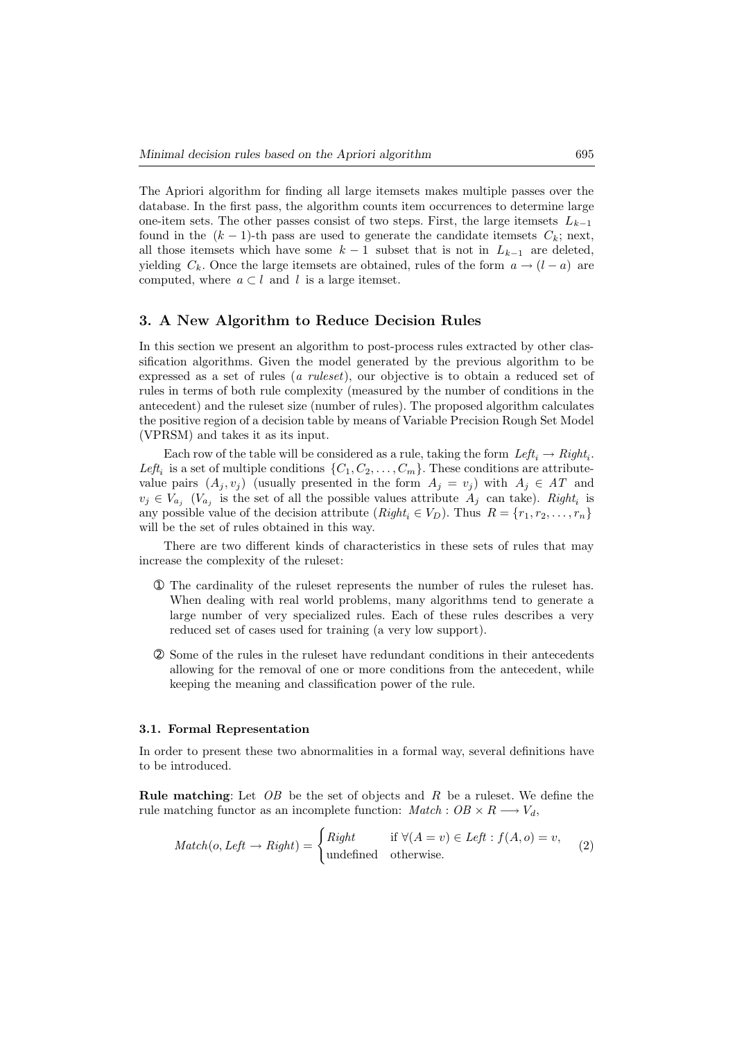The Apriori algorithm for finding all large itemsets makes multiple passes over the database. In the first pass, the algorithm counts item occurrences to determine large one-item sets. The other passes consist of two steps. First, the large itemsets $L_{k-1}$ found in the $(k-1)$-th pass are used to generate the candidate itemsets $C_k$; next, all those itemsets which have some $k-1$ subset that is not in $L_{k-1}$ are deleted, yielding $C_k$. Once the large itemsets are obtained, rules of the form $a \rightarrow (l - a)$ are computed, where $a \subset l$ and $l$ is a large itemset.

## 3. A New Algorithm to Reduce Decision Rules

In this section we present an algorithm to post-process rules extracted by other classification algorithms. Given the model generated by the previous algorithm to be expressed as a set of rules (*a ruleset*), our objective is to obtain a reduced set of rules in terms of both rule complexity (measured by the number of conditions in the antecedent) and the ruleset size (number of rules). The proposed algorithm calculates the positive region of a decision table by means of Variable Precision Rough Set Model (VPRSM) and takes it as its input.

Each row of the table will be considered as a rule, taking the form $Left_i \rightarrow Right_i$. $Left_i$ is a set of multiple conditions $\{C_1, C_2, \ldots, C_m\}$. These conditions are attribute-value pairs $(A_j, v_j)$ (usually presented in the form $A_j = v_j$) with $A_j \in AT$ and $v_j \in V_{a_j}$ ($V_{a_j}$ is the set of all the possible values attribute $A_j$ can take). $Right_i$ is any possible value of the decision attribute ($Right_i \in V_D$). Thus $R = \{r_1, r_2, \ldots, r_n\}$ will be the set of rules obtained in this way.

There are two different kinds of characteristics in these sets of rules that may increase the complexity of the ruleset:

① The cardinality of the ruleset represents the number of rules the ruleset has. When dealing with real world problems, many algorithms tend to generate a large number of very specialized rules. Each of these rules describes a very reduced set of cases used for training (a very low support).

② Some of the rules in the ruleset have redundant conditions in their antecedents allowing for the removal of one or more conditions from the antecedent, while keeping the meaning and classification power of the rule.

### 3.1. Formal Representation

In order to present these two abnormalities in a formal way, several definitions have to be introduced.

**Rule matching**: Let $OB$ be the set of objects and $R$ be a ruleset. We define the rule matching functor as an incomplete function: $Match : OB \times R \longrightarrow V_d$,

$$Match(o, Left \rightarrow Right) = \begin{cases} Right & \text{if } \forall (A = v) \in Left : f(A, o) = v, \\ \text{undefined} & \text{otherwise.} \end{cases} \tag{2}$$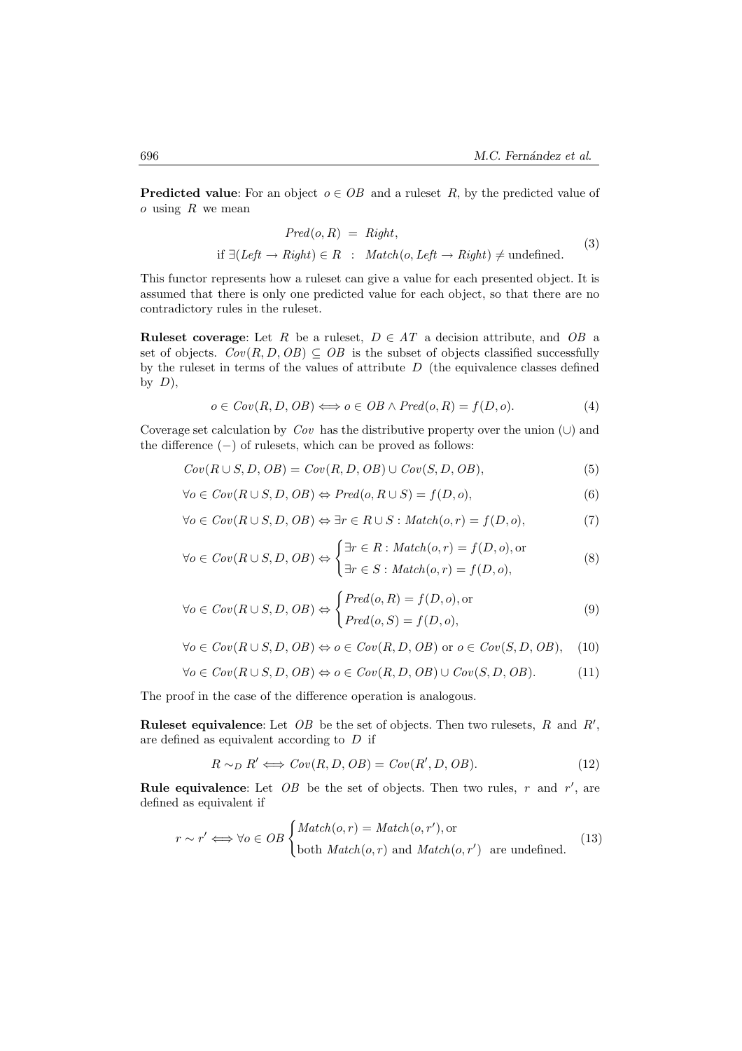**Predicted value**: For an object $o \in OB$ and a ruleset $R$, by the predicted value of $o$ using $R$ we mean

$$
\begin{aligned}
Pred(o, R) &= Right, \\
\text{if } \exists(Left \rightarrow Right) \in R &: \; Match(o, Left \rightarrow Right) \neq \text{undefined}.
\end{aligned}
\tag{3}
$$

This functor represents how a ruleset can give a value for each presented object. It is assumed that there is only one predicted value for each object, so that there are no contradictory rules in the ruleset.

**Ruleset coverage**: Let $R$ be a ruleset, $D \in AT$ a decision attribute, and $OB$ a set of objects. $Cov(R, D, OB) \subseteq OB$ is the subset of objects classified successfully by the ruleset in terms of the values of attribute $D$ (the equivalence classes defined by $D$),

$$
o \in Cov(R, D, OB) \Longleftrightarrow o \in OB \wedge Pred(o, R) = f(D, o). \tag{4}
$$

Coverage set calculation by $Cov$ has the distributive property over the union ($\cup$) and the difference ($-$) of rulesets, which can be proved as follows:

$$
Cov(R \cup S, D, OB) = Cov(R, D, OB) \cup Cov(S, D, OB), \tag{5}
$$

$$
\forall o \in Cov(R \cup S, D, OB) \Leftrightarrow Pred(o, R \cup S) = f(D, o), \tag{6}
$$

$$
\forall o \in Cov(R \cup S, D, OB) \Leftrightarrow \exists r \in R \cup S : Match(o, r) = f(D, o), \tag{7}
$$

$$
\forall o \in Cov(R \cup S, D, OB) \Leftrightarrow \begin{cases} \exists r \in R : Match(o, r) = f(D, o), \text{or} \\ \exists r \in S : Match(o, r) = f(D, o), \end{cases} \tag{8}
$$

$$
\forall o \in Cov(R \cup S, D, OB) \Leftrightarrow \begin{cases} Pred(o, R) = f(D, o), \text{or} \\ Pred(o, S) = f(D, o), \end{cases} \tag{9}
$$

$$
\forall o \in Cov(R \cup S, D, OB) \Leftrightarrow o \in Cov(R, D, OB) \text{ or } o \in Cov(S, D, OB), \tag{10}
$$

$$
\forall o \in Cov(R \cup S, D, OB) \Leftrightarrow o \in Cov(R, D, OB) \cup Cov(S, D, OB). \tag{11}
$$

The proof in the case of the difference operation is analogous.

**Ruleset equivalence**: Let $OB$ be the set of objects. Then two rulesets, $R$ and $R'$, are defined as equivalent according to $D$ if

$$
R \sim_D R' \Longleftrightarrow Cov(R, D, OB) = Cov(R', D, OB). \tag{12}
$$

**Rule equivalence**: Let $OB$ be the set of objects. Then two rules, $r$ and $r'$, are defined as equivalent if

$$
r \sim r' \Longleftrightarrow \forall o \in OB \begin{cases} Match(o, r) = Match(o, r'), \text{or} \\ \text{both } Match(o, r) \text{ and } Match(o, r') \text{ are undefined.} \end{cases} \tag{13}
$$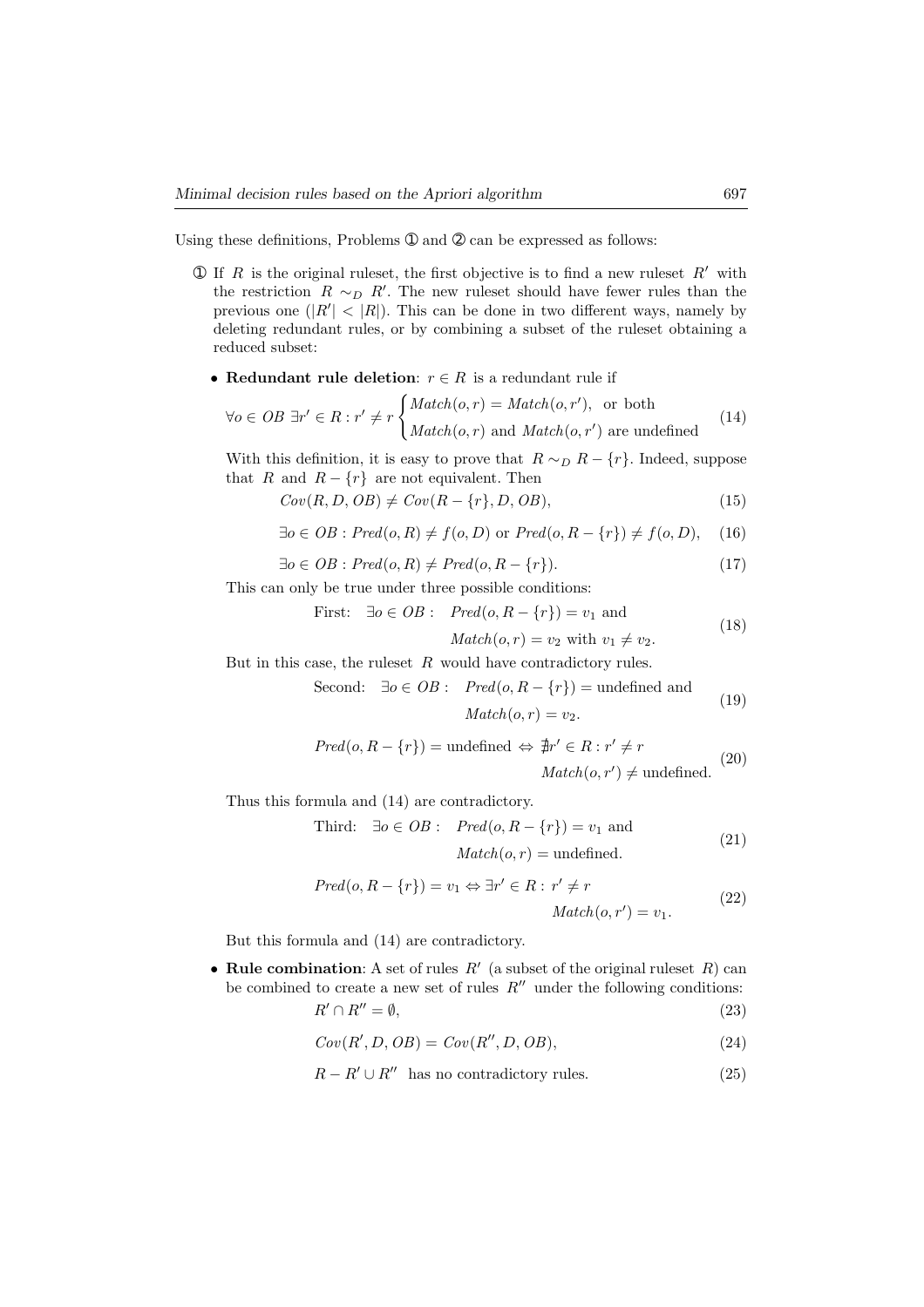Using these definitions, Problems ① and ② can be expressed as follows:

① If $R$ is the original ruleset, the first objective is to find a new ruleset $R'$ with the restriction $R \sim_D R'$. The new ruleset should have fewer rules than the previous one ($|R'| < |R|$). This can be done in two different ways, namely by deleting redundant rules, or by combining a subset of the ruleset obtaining a reduced subset:

- **Redundant rule deletion**: $r \in R$ is a redundant rule if

$$\forall o \in OB \; \exists r' \in R : r' \neq r \begin{cases} Match(o,r) = Match(o,r'), & \text{or both} \\ Match(o,r) \text{ and } Match(o,r') \text{ are undefined} \end{cases} \tag{14}$$

With this definition, it is easy to prove that $R \sim_D R - \{r\}$. Indeed, suppose that $R$ and $R - \{r\}$ are not equivalent. Then

$$Cov(R, D, OB) \neq Cov(R - \{r\}, D, OB), \tag{15}$$

$$\exists o \in OB : Pred(o, R) \neq f(o, D) \text{ or } Pred(o, R - \{r\}) \neq f(o, D), \tag{16}$$

$$\exists o \in OB : Pred(o, R) \neq Pred(o, R - \{r\}). \tag{17}$$

This can only be true under three possible conditions:

$$\text{First:} \quad \exists o \in OB : \quad Pred(o, R - \{r\}) = v_1 \text{ and } Match(o, r) = v_2 \text{ with } v_1 \neq v_2. \tag{18}$$

But in this case, the ruleset $R$ would have contradictory rules.

$$\text{Second:} \quad \exists o \in OB : \quad Pred(o, R - \{r\}) = \text{undefined and } Match(o, r) = v_2. \tag{19}$$

$$Pred(o, R - \{r\}) = \text{undefined} \Leftrightarrow \nexists r' \in R : r' \neq r \quad Match(o, r') \neq \text{undefined}. \tag{20}$$

Thus this formula and (14) are contradictory.

$$\text{Third:} \quad \exists o \in OB : \quad Pred(o, R - \{r\}) = v_1 \text{ and } Match(o, r) = \text{undefined}. \tag{21}$$

$$Pred(o, R - \{r\}) = v_1 \Leftrightarrow \exists r' \in R : r' \neq r \quad Match(o, r') = v_1. \tag{22}$$

But this formula and (14) are contradictory.

- **Rule combination**: A set of rules $R'$ (a subset of the original ruleset $R$) can be combined to create a new set of rules $R''$ under the following conditions:

$$R' \cap R'' = \emptyset, \tag{23}$$

$$Cov(R', D, OB) = Cov(R'', D, OB), \tag{24}$$

$$R - R' \cup R'' \text{ has no contradictory rules.} \tag{25}$$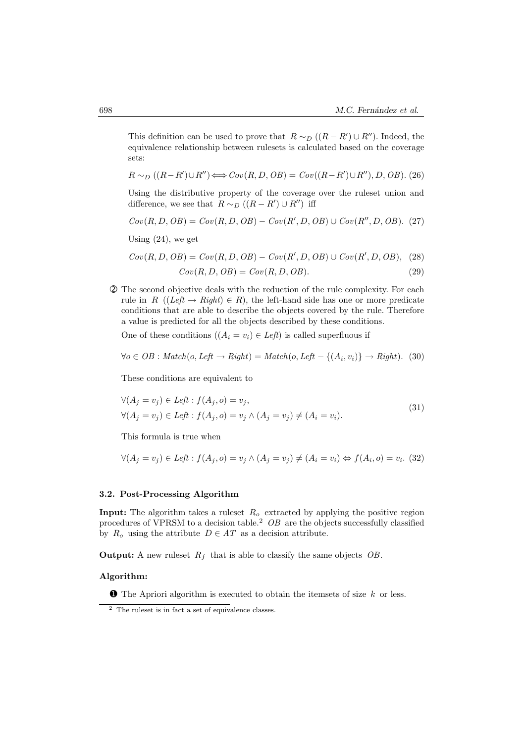This definition can be used to prove that $R \sim_D ((R - R') \cup R'')$. Indeed, the equivalence relationship between rulesets is calculated based on the coverage sets:

$$R \sim_D ((R-R') \cup R'') \Longleftrightarrow Cov(R, D, OB) = Cov((R-R') \cup R''), D, OB). \quad (26)$$

Using the distributive property of the coverage over the ruleset union and difference, we see that $R \sim_D ((R - R') \cup R'')$ iff

$$Cov(R, D, OB) = Cov(R, D, OB) - Cov(R', D, OB) \cup Cov(R'', D, OB). \quad (27)$$

Using (24), we get

$$Cov(R, D, OB) = Cov(R, D, OB) - Cov(R', D, OB) \cup Cov(R', D, OB), \quad (28)$$

$$Cov(R, D, OB) = Cov(R, D, OB). \quad (29)$$

② The second objective deals with the reduction of the rule complexity. For each rule in $R$ $((\mathit{Left} \to \mathit{Right}) \in R)$, the left-hand side has one or more predicate conditions that are able to describe the objects covered by the rule. Therefore a value is predicted for all the objects described by these conditions.

One of these conditions $((A_i = v_i) \in \mathit{Left})$ is called superfluous if

$$\forall o \in OB : \mathit{Match}(o, \mathit{Left} \to \mathit{Right}) = \mathit{Match}(o, \mathit{Left} - \{(A_i, v_i)\} \to \mathit{Right}). \quad (30)$$

These conditions are equivalent to

$$\begin{aligned} &\forall (A_j = v_j) \in \mathit{Left} : f(A_j, o) = v_j, \\ &\forall (A_j = v_j) \in \mathit{Left} : f(A_j, o) = v_j \wedge (A_j = v_j) \neq (A_i = v_i). \end{aligned} \quad (31)$$

This formula is true when

$$\forall (A_j = v_j) \in \mathit{Left} : f(A_j, o) = v_j \wedge (A_j = v_j) \neq (A_i = v_i) \Leftrightarrow f(A_i, o) = v_i. \quad (32)$$

### 3.2. Post-Processing Algorithm

**Input:** The algorithm takes a ruleset $R_o$ extracted by applying the positive region procedures of VPRSM to a decision table.[2] $OB$ are the objects successfully classified by $R_o$ using the attribute $D \in AT$ as a decision attribute.

**Output:** A new ruleset $R_f$ that is able to classify the same objects $OB$.

**Algorithm:**

❶ The Apriori algorithm is executed to obtain the itemsets of size $k$ or less.

[2] The ruleset is in fact a set of equivalence classes.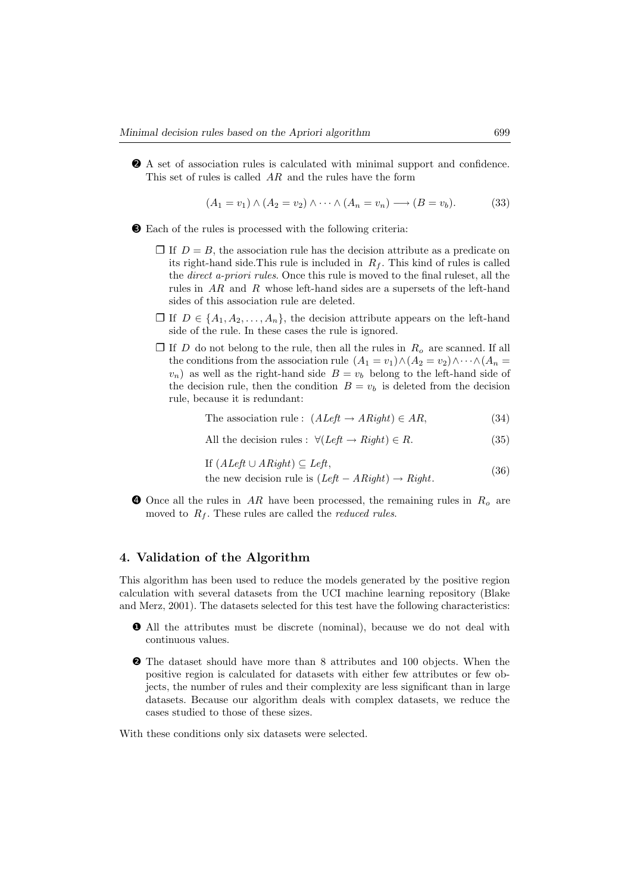❷ A set of association rules is calculated with minimal support and confidence. This set of rules is called $AR$ and the rules have the form

$$(A_1 = v_1) \wedge (A_2 = v_2) \wedge \cdots \wedge (A_n = v_n) \longrightarrow (B = v_b). \tag{33}$$

❸ Each of the rules is processed with the following criteria:

- ❒ If $D = B$, the association rule has the decision attribute as a predicate on its right-hand side.This rule is included in $R_f$. This kind of rules is called the *direct a-priori rules*. Once this rule is moved to the final ruleset, all the rules in $AR$ and $R$ whose left-hand sides are a supersets of the left-hand sides of this association rule are deleted.
- ❒ If $D \in \{A_1, A_2, \ldots, A_n\}$, the decision attribute appears on the left-hand side of the rule. In these cases the rule is ignored.
- ❒ If $D$ do not belong to the rule, then all the rules in $R_o$ are scanned. If all the conditions from the association rule $(A_1 = v_1) \wedge (A_2 = v_2) \wedge \cdots \wedge (A_n = v_n)$ as well as the right-hand side $B = v_b$ belong to the left-hand side of the decision rule, then the condition $B = v_b$ is deleted from the decision rule, because it is redundant:

$$\text{The association rule}: \; (\mathit{ALeft} \rightarrow \mathit{ARight}) \in AR, \tag{34}$$

$$\text{All the decision rules}: \; \forall (\mathit{Left} \rightarrow \mathit{Right}) \in R. \tag{35}$$

$$\begin{aligned} &\text{If } (\mathit{ALeft} \cup \mathit{ARight}) \subseteq \mathit{Left}, \\ &\text{the new decision rule is } (\mathit{Left} - \mathit{ARight}) \rightarrow \mathit{Right}. \end{aligned} \tag{36}$$

❹ Once all the rules in $AR$ have been processed, the remaining rules in $R_o$ are moved to $R_f$. These rules are called the *reduced rules*.

## 4. Validation of the Algorithm

This algorithm has been used to reduce the models generated by the positive region calculation with several datasets from the UCI machine learning repository (Blake and Merz, 2001). The datasets selected for this test have the following characteristics:

❶ All the attributes must be discrete (nominal), because we do not deal with continuous values.

❷ The dataset should have more than 8 attributes and 100 objects. When the positive region is calculated for datasets with either few attributes or few objects, the number of rules and their complexity are less significant than in large datasets. Because our algorithm deals with complex datasets, we reduce the cases studied to those of these sizes.

With these conditions only six datasets were selected.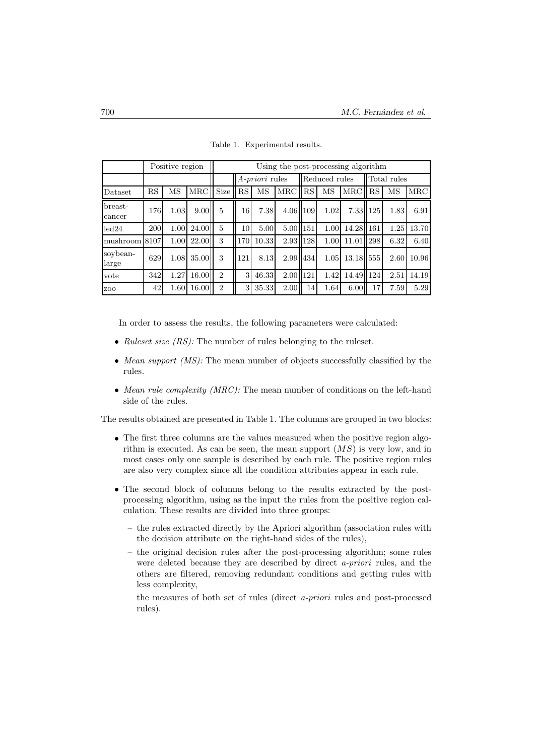Table 1. Experimental results.

| | Positive region | | | Using the post-processing algorithm | | | | | | | | | |
|---|---|---|---|---|---|---|---|---|---|---|---|---|---|
| | | | | | *A-priori* rules | | | Reduced rules | | | Total rules | | |
| Dataset | RS | MS | MRC | Size | RS | MS | MRC | RS | MS | MRC | RS | MS | MRC |
| breast-cancer | 176 | 1.03 | 9.00 | 5 | 16 | 7.38 | 4.06 | 109 | 1.02 | 7.33 | 125 | 1.83 | 6.91 |
| led24 | 200 | 1.00 | 24.00 | 5 | 10 | 5.00 | 5.00 | 151 | 1.00 | 14.28 | 161 | 1.25 | 13.70 |
| mushroom | 8107 | 1.00 | 22.00 | 3 | 170 | 10.33 | 2.93 | 128 | 1.00 | 11.01 | 298 | 6.32 | 6.40 |
| soybean-large | 629 | 1.08 | 35.00 | 3 | 121 | 8.13 | 2.99 | 434 | 1.05 | 13.18 | 555 | 2.60 | 10.96 |
| vote | 342 | 1.27 | 16.00 | 2 | 3 | 46.33 | 2.00 | 121 | 1.42 | 14.49 | 124 | 2.51 | 14.19 |
| zoo | 42 | 1.60 | 16.00 | 2 | 3 | 35.33 | 2.00 | 14 | 1.64 | 6.00 | 17 | 7.59 | 5.29 |

In order to assess the results, the following parameters were calculated:

- *Ruleset size (RS):* The number of rules belonging to the ruleset.
- *Mean support (MS):* The mean number of objects successfully classified by the rules.
- *Mean rule complexity (MRC):* The mean number of conditions on the left-hand side of the rules.

The results obtained are presented in Table 1. The columns are grouped in two blocks:

- The first three columns are the values measured when the positive region algorithm is executed. As can be seen, the mean support ($MS$) is very low, and in most cases only one sample is described by each rule. The positive region rules are also very complex since all the condition attributes appear in each rule.
- The second block of columns belong to the results extracted by the post-processing algorithm, using as the input the rules from the positive region calculation. These results are divided into three groups:
  - the rules extracted directly by the Apriori algorithm (association rules with the decision attribute on the right-hand sides of the rules),
  - the original decision rules after the post-processing algorithm; some rules were deleted because they are described by direct *a-priori* rules, and the others are filtered, removing redundant conditions and getting rules with less complexity,
  - the measures of both set of rules (direct *a-priori* rules and post-processed rules).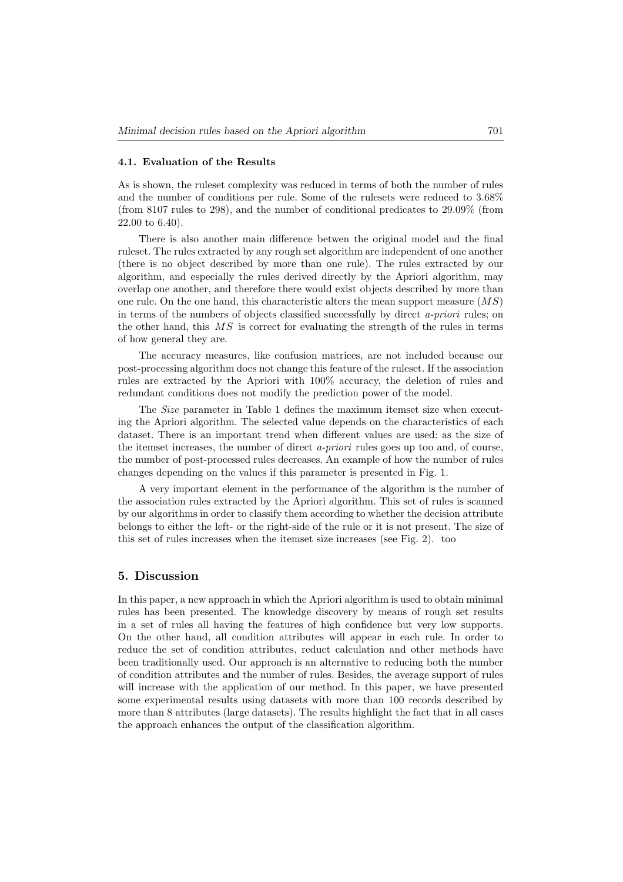### 4.1. Evaluation of the Results

As is shown, the ruleset complexity was reduced in terms of both the number of rules and the number of conditions per rule. Some of the rulesets were reduced to 3.68% (from 8107 rules to 298), and the number of conditional predicates to 29.09% (from 22.00 to 6.40).

There is also another main difference betwen the original model and the final ruleset. The rules extracted by any rough set algorithm are independent of one another (there is no object described by more than one rule). The rules extracted by our algorithm, and especially the rules derived directly by the Apriori algorithm, may overlap one another, and therefore there would exist objects described by more than one rule. On the one hand, this characteristic alters the mean support measure ($MS$) in terms of the numbers of objects classified successfully by direct *a-priori* rules; on the other hand, this $MS$ is correct for evaluating the strength of the rules in terms of how general they are.

The accuracy measures, like confusion matrices, are not included because our post-processing algorithm does not change this feature of the ruleset. If the association rules are extracted by the Apriori with 100% accuracy, the deletion of rules and redundant conditions does not modify the prediction power of the model.

The *Size* parameter in Table 1 defines the maximum itemset size when executing the Apriori algorithm. The selected value depends on the characteristics of each dataset. There is an important trend when different values are used: as the size of the itemset increases, the number of direct *a-priori* rules goes up too and, of course, the number of post-processed rules decreases. An example of how the number of rules changes depending on the values if this parameter is presented in Fig. 1.

A very important element in the performance of the algorithm is the number of the association rules extracted by the Apriori algorithm. This set of rules is scanned by our algorithms in order to classify them according to whether the decision attribute belongs to either the left- or the right-side of the rule or it is not present. The size of this set of rules increases when the itemset size increases (see Fig. 2). too

## 5. Discussion

In this paper, a new approach in which the Apriori algorithm is used to obtain minimal rules has been presented. The knowledge discovery by means of rough set results in a set of rules all having the features of high confidence but very low supports. On the other hand, all condition attributes will appear in each rule. In order to reduce the set of condition attributes, reduct calculation and other methods have been traditionally used. Our approach is an alternative to reducing both the number of condition attributes and the number of rules. Besides, the average support of rules will increase with the application of our method. In this paper, we have presented some experimental results using datasets with more than 100 records described by more than 8 attributes (large datasets). The results highlight the fact that in all cases the approach enhances the output of the classification algorithm.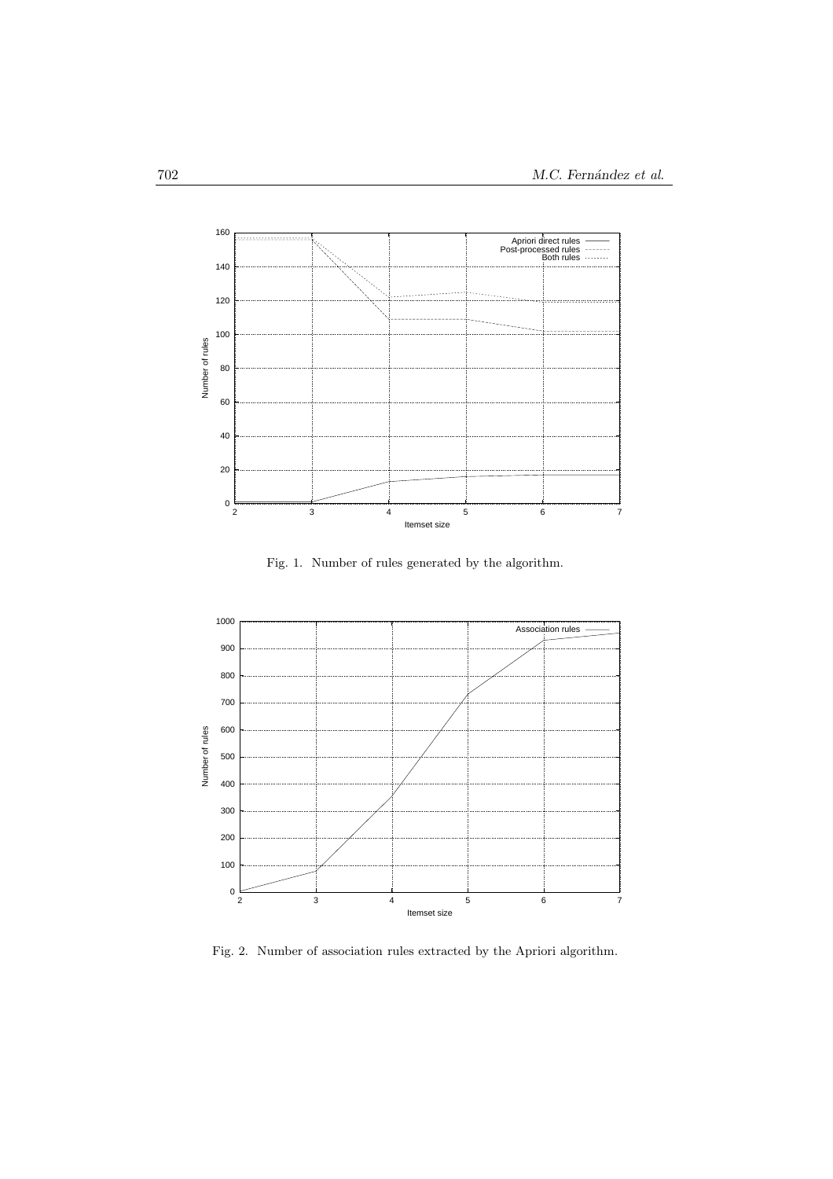Fig. 1. Number of rules generated by the algorithm.

Fig. 2. Number of association rules extracted by the Apriori algorithm.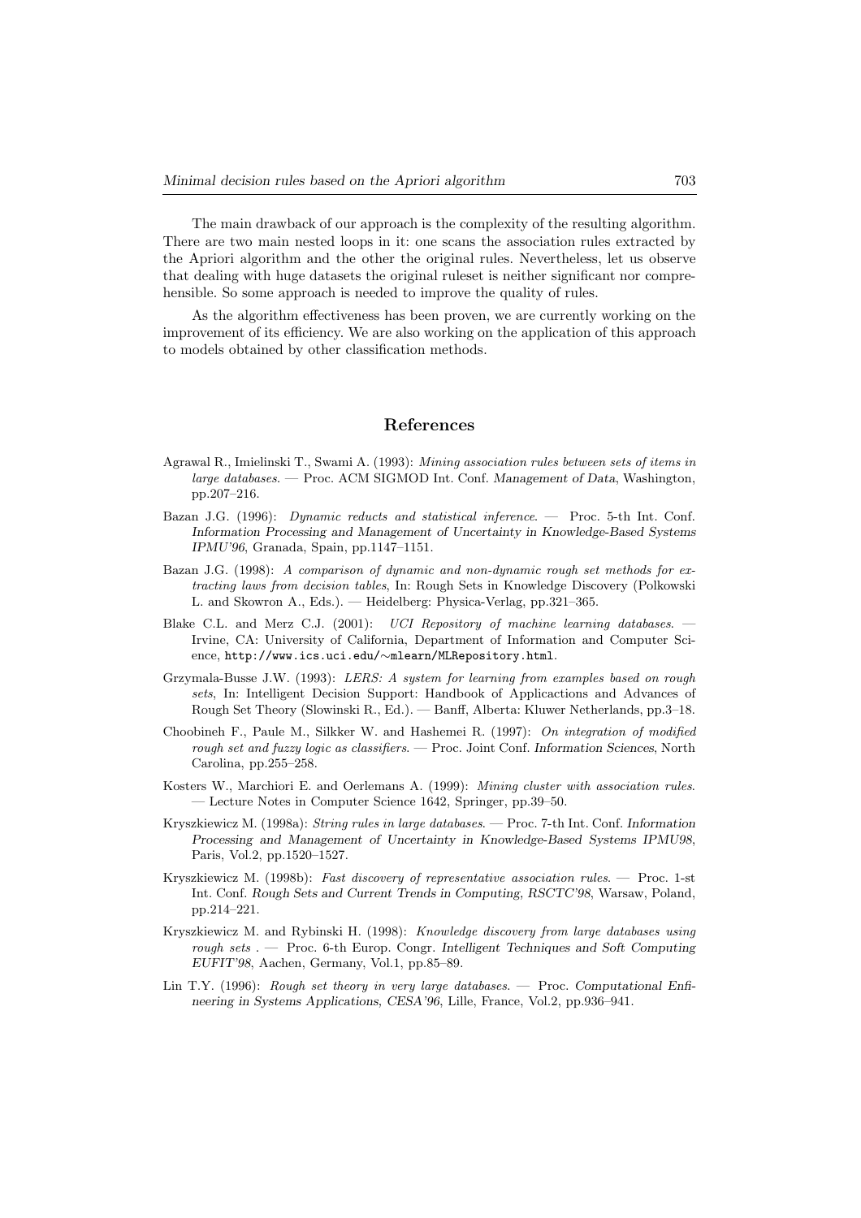The main drawback of our approach is the complexity of the resulting algorithm. There are two main nested loops in it: one scans the association rules extracted by the Apriori algorithm and the other the original rules. Nevertheless, let us observe that dealing with huge datasets the original ruleset is neither significant nor comprehensible. So some approach is needed to improve the quality of rules.

As the algorithm effectiveness has been proven, we are currently working on the improvement of its efficiency. We are also working on the application of this approach to models obtained by other classification methods.

## References

Agrawal R., Imielinski T., Swami A. (1993): *Mining association rules between sets of items in large databases*. — Proc. ACM SIGMOD Int. Conf. *Management of Data*, Washington, pp.207–216.

Bazan J.G. (1996): *Dynamic reducts and statistical inference*. — Proc. 5-th Int. Conf. *Information Processing and Management of Uncertainty in Knowledge-Based Systems IPMU'96*, Granada, Spain, pp.1147–1151.

Bazan J.G. (1998): *A comparison of dynamic and non-dynamic rough set methods for extracting laws from decision tables*, In: Rough Sets in Knowledge Discovery (Polkowski L. and Skowron A., Eds.). — Heidelberg: Physica-Verlag, pp.321–365.

Blake C.L. and Merz C.J. (2001): *UCI Repository of machine learning databases*. — Irvine, CA: University of California, Department of Information and Computer Science, `http://www.ics.uci.edu/~mlearn/MLRepository.html`.

Grzymala-Busse J.W. (1993): *LERS: A system for learning from examples based on rough sets*, In: Intelligent Decision Support: Handbook of Applicactions and Advances of Rough Set Theory (Slowinski R., Ed.). — Banff, Alberta: Kluwer Netherlands, pp.3–18.

Choobineh F., Paule M., Silkker W. and Hashemei R. (1997): *On integration of modified rough set and fuzzy logic as classifiers*. — Proc. Joint Conf. *Information Sciences*, North Carolina, pp.255–258.

Kosters W., Marchiori E. and Oerlemans A. (1999): *Mining cluster with association rules*. — Lecture Notes in Computer Science 1642, Springer, pp.39–50.

Kryszkiewicz M. (1998a): *String rules in large databases*. — Proc. 7-th Int. Conf. *Information Processing and Management of Uncertainty in Knowledge-Based Systems IPMU98*, Paris, Vol.2, pp.1520–1527.

Kryszkiewicz M. (1998b): *Fast discovery of representative association rules*. — Proc. 1-st Int. Conf. *Rough Sets and Current Trends in Computing, RSCTC'98*, Warsaw, Poland, pp.214–221.

Kryszkiewicz M. and Rybinski H. (1998): *Knowledge discovery from large databases using rough sets* . — Proc. 6-th Europ. Congr. *Intelligent Techniques and Soft Computing EUFIT'98*, Aachen, Germany, Vol.1, pp.85–89.

Lin T.Y. (1996): *Rough set theory in very large databases*. — Proc. *Computational Enfineering in Systems Applications, CESA'96*, Lille, France, Vol.2, pp.936–941.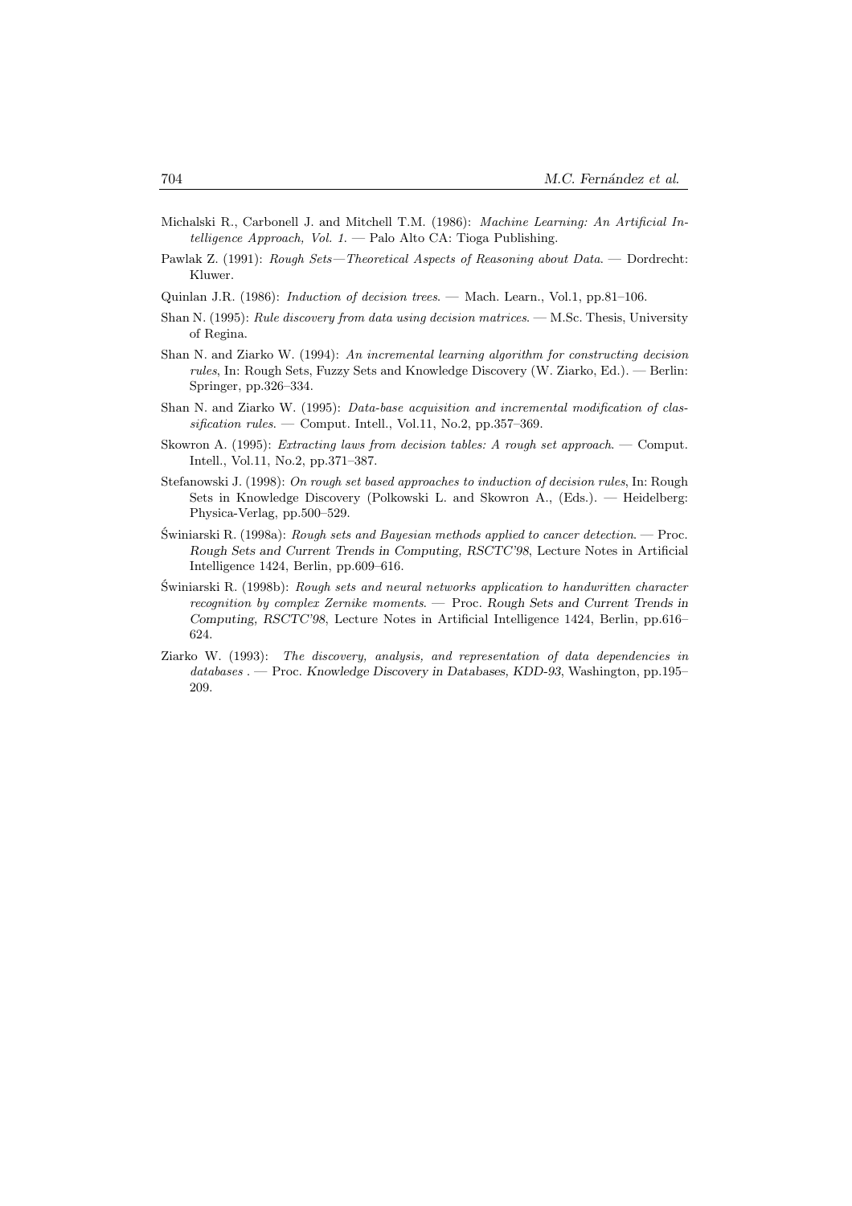Michalski R., Carbonell J. and Mitchell T.M. (1986): *Machine Learning: An Artificial Intelligence Approach, Vol. 1.* — Palo Alto CA: Tioga Publishing.

Pawlak Z. (1991): *Rough Sets—Theoretical Aspects of Reasoning about Data.* — Dordrecht: Kluwer.

Quinlan J.R. (1986): *Induction of decision trees.* — Mach. Learn., Vol.1, pp.81–106.

Shan N. (1995): *Rule discovery from data using decision matrices.* — M.Sc. Thesis, University of Regina.

Shan N. and Ziarko W. (1994): *An incremental learning algorithm for constructing decision rules*, In: Rough Sets, Fuzzy Sets and Knowledge Discovery (W. Ziarko, Ed.). — Berlin: Springer, pp.326–334.

Shan N. and Ziarko W. (1995): *Data-base acquisition and incremental modification of classification rules.* — Comput. Intell., Vol.11, No.2, pp.357–369.

Skowron A. (1995): *Extracting laws from decision tables: A rough set approach.* — Comput. Intell., Vol.11, No.2, pp.371–387.

Stefanowski J. (1998): *On rough set based approaches to induction of decision rules*, In: Rough Sets in Knowledge Discovery (Polkowski L. and Skowron A., (Eds.). — Heidelberg: Physica-Verlag, pp.500–529.

Świniarski R. (1998a): *Rough sets and Bayesian methods applied to cancer detection.* — Proc. *Rough Sets and Current Trends in Computing, RSCTC'98*, Lecture Notes in Artificial Intelligence 1424, Berlin, pp.609–616.

Świniarski R. (1998b): *Rough sets and neural networks application to handwritten character recognition by complex Zernike moments.* — Proc. *Rough Sets and Current Trends in Computing, RSCTC'98*, Lecture Notes in Artificial Intelligence 1424, Berlin, pp.616–624.

Ziarko W. (1993): *The discovery, analysis, and representation of data dependencies in databases .* — Proc. *Knowledge Discovery in Databases, KDD-93*, Washington, pp.195–209.